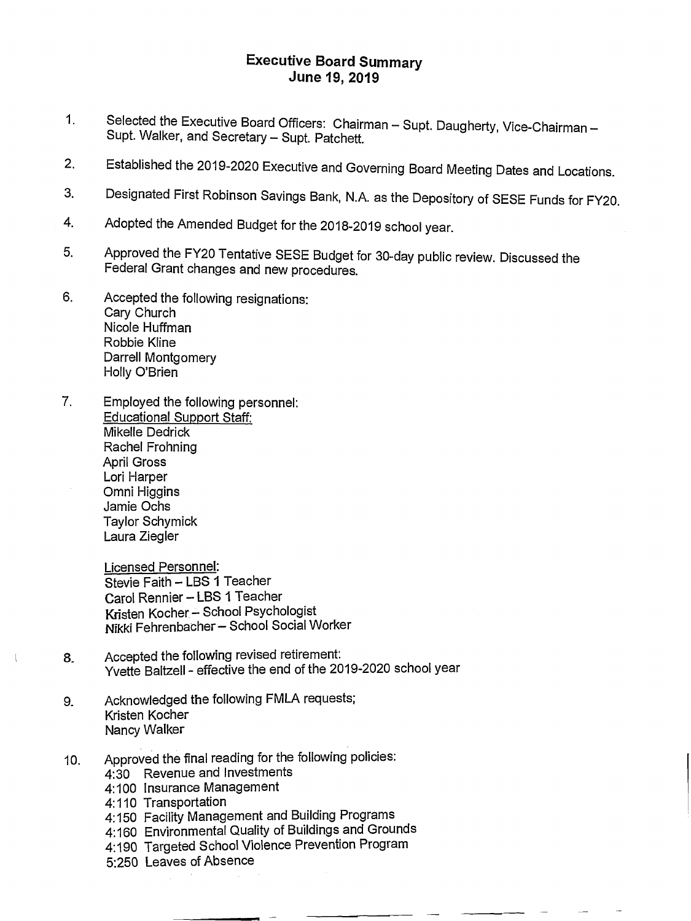# Executive Board Summary
## June 19, 2019

1. Selected the Executive Board Officers: Chairman – Supt. Daugherty, Vice-Chairman – Supt. Walker, and Secretary – Supt. Patchett.

2. Established the 2019-2020 Executive and Governing Board Meeting Dates and Locations.

3. Designated First Robinson Savings Bank, N.A. as the Depository of SESE Funds for FY20.

4. Adopted the Amended Budget for the 2018-2019 school year.

5. Approved the FY20 Tentative SESE Budget for 30-day public review. Discussed the Federal Grant changes and new procedures.

6. Accepted the following resignations:
   Cary Church
   Nicole Huffman
   Robbie Kline
   Darrell Montgomery
   Holly O'Brien

7. Employed the following personnel:
   Educational Support Staff:
   Mikelle Dedrick
   Rachel Frohning
   April Gross
   Lori Harper
   Omni Higgins
   Jamie Ochs
   Taylor Schymick
   Laura Ziegler

   Licensed Personnel:
   Stevie Faith – LBS 1 Teacher
   Carol Rennier – LBS 1 Teacher
   Kristen Kocher – School Psychologist
   Nikki Fehrenbacher – School Social Worker

8. Accepted the following revised retirement:
   Yvette Baltzell - effective the end of the 2019-2020 school year

9. Acknowledged the following FMLA requests;
   Kristen Kocher
   Nancy Walker

10. Approved the final reading for the following policies:
    4:30 Revenue and Investments
    4:100 Insurance Management
    4:110 Transportation
    4:150 Facility Management and Building Programs
    4:160 Environmental Quality of Buildings and Grounds
    4:190 Targeted School Violence Prevention Program
    5:250 Leaves of Absence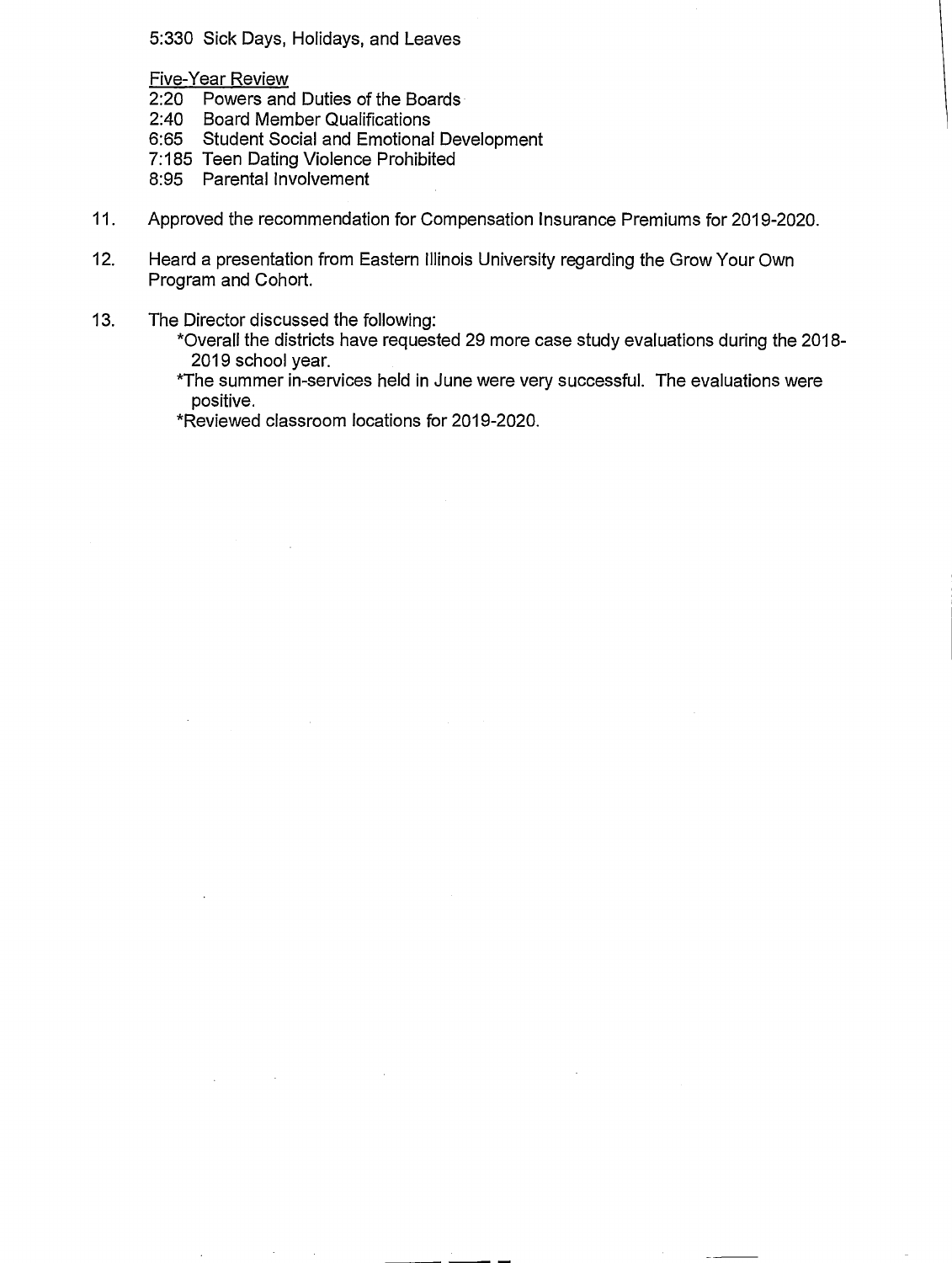5:330 Sick Days, Holidays, and Leaves

Five-Year Review

2:20 Powers and Duties of the Boards
2:40 Board Member Qualifications
6:65 Student Social and Emotional Development
7:185 Teen Dating Violence Prohibited
8:95 Parental Involvement

11. Approved the recommendation for Compensation Insurance Premiums for 2019-2020.

12. Heard a presentation from Eastern Illinois University regarding the Grow Your Own Program and Cohort.

13. The Director discussed the following:

    *Overall the districts have requested 29 more case study evaluations during the 2018-2019 school year.

    *The summer in-services held in June were very successful. The evaluations were positive.

    *Reviewed classroom locations for 2019-2020.